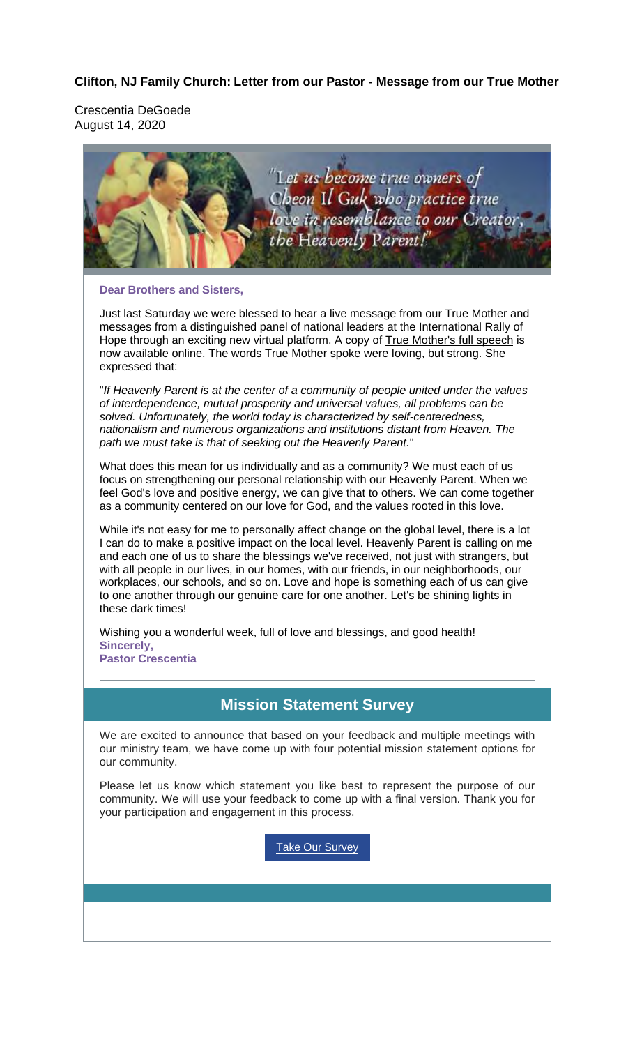**Clifton, NJ Family Church: Letter from our Pastor - Message from our True Mother**

Crescentia DeGoede
August 14, 2020

"Let us become true owners of Cheon Il Guk who practice true love in resemblance to our Creator, the Heavenly Parent!"

**Dear Brothers and Sisters,**

Just last Saturday we were blessed to hear a live message from our True Mother and messages from a distinguished panel of national leaders at the International Rally of Hope through an exciting new virtual platform. A copy of True Mother's full speech is now available online. The words True Mother spoke were loving, but strong. She expressed that:

"*If Heavenly Parent is at the center of a community of people united under the values of interdependence, mutual prosperity and universal values, all problems can be solved. Unfortunately, the world today is characterized by self-centeredness, nationalism and numerous organizations and institutions distant from Heaven. The path we must take is that of seeking out the Heavenly Parent.*"

What does this mean for us individually and as a community? We must each of us focus on strengthening our personal relationship with our Heavenly Parent. When we feel God's love and positive energy, we can give that to others. We can come together as a community centered on our love for God, and the values rooted in this love.

While it's not easy for me to personally affect change on the global level, there is a lot I can do to make a positive impact on the local level. Heavenly Parent is calling on me and each one of us to share the blessings we've received, not just with strangers, but with all people in our lives, in our homes, with our friends, in our neighborhoods, our workplaces, our schools, and so on. Love and hope is something each of us can give to one another through our genuine care for one another. Let's be shining lights in these dark times!

Wishing you a wonderful week, full of love and blessings, and good health!
**Sincerely,**
**Pastor Crescentia**

## Mission Statement Survey

We are excited to announce that based on your feedback and multiple meetings with our ministry team, we have come up with four potential mission statement options for our community.

Please let us know which statement you like best to represent the purpose of our community. We will use your feedback to come up with a final version. Thank you for your participation and engagement in this process.

Take Our Survey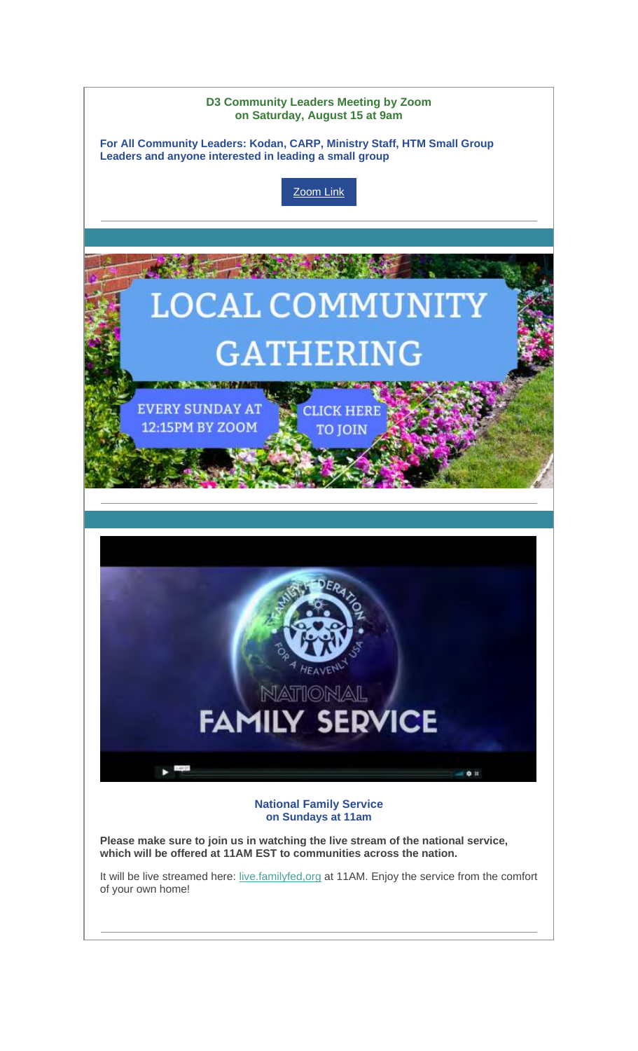**D3 Community Leaders Meeting by Zoom**
**on Saturday, August 15 at 9am**

**For All Community Leaders: Kodan, CARP, Ministry Staff, HTM Small Group Leaders and anyone interested in leading a small group**

Zoom Link

---

LOCAL COMMUNITY GATHERING

EVERY SUNDAY AT 12:15PM BY ZOOM

CLICK HERE TO JOIN

---

**National Family Service**
**on Sundays at 11am**

**Please make sure to join us in watching the live stream of the national service, which will be offered at 11AM EST to communities across the nation.**

It will be live streamed here: live.familyfed,org at 11AM. Enjoy the service from the comfort of your own home!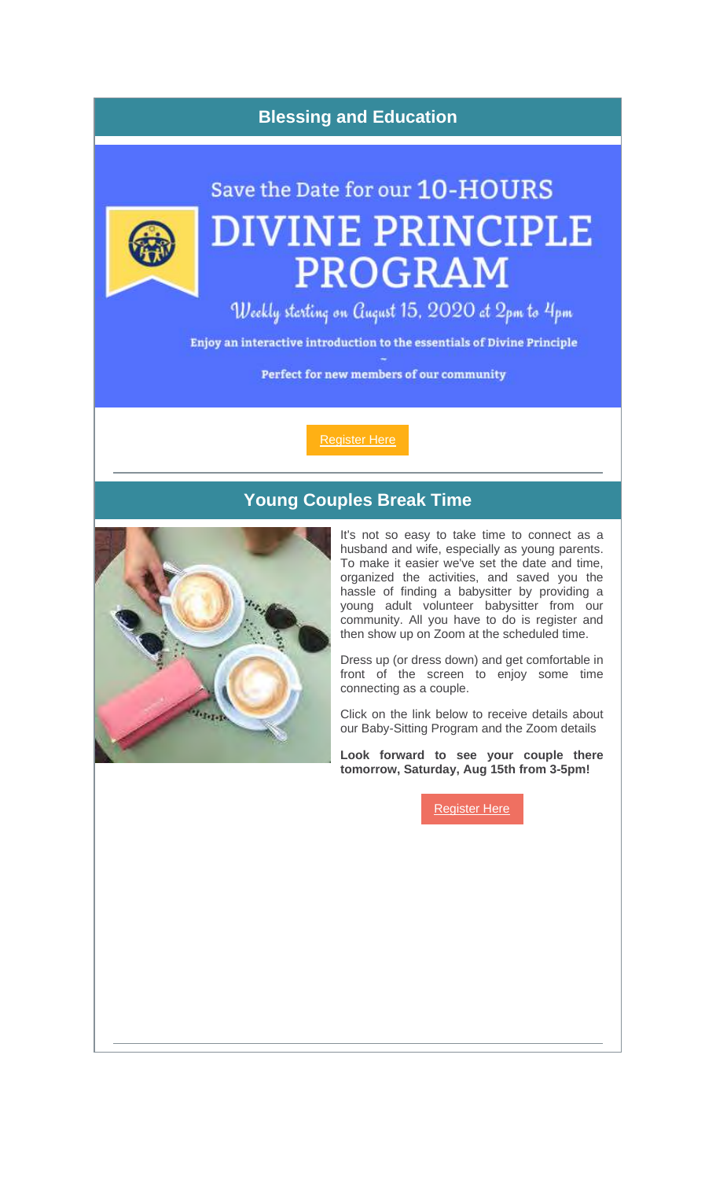## Blessing and Education

Save the Date for our 10-HOURS

# DIVINE PRINCIPLE PROGRAM

Weekly starting on August 15, 2020 at 2pm to 4pm

**Enjoy an interactive introduction to the essentials of Divine Principle**

~

**Perfect for new members of our community**

Register Here

---

## Young Couples Break Time

It's not so easy to take time to connect as a husband and wife, especially as young parents. To make it easier we've set the date and time, organized the activities, and saved you the hassle of finding a babysitter by providing a young adult volunteer babysitter from our community. All you have to do is register and then show up on Zoom at the scheduled time.

Dress up (or dress down) and get comfortable in front of the screen to enjoy some time connecting as a couple.

Click on the link below to receive details about our Baby-Sitting Program and the Zoom details

**Look forward to see your couple there tomorrow, Saturday, Aug 15th from 3-5pm!**

Register Here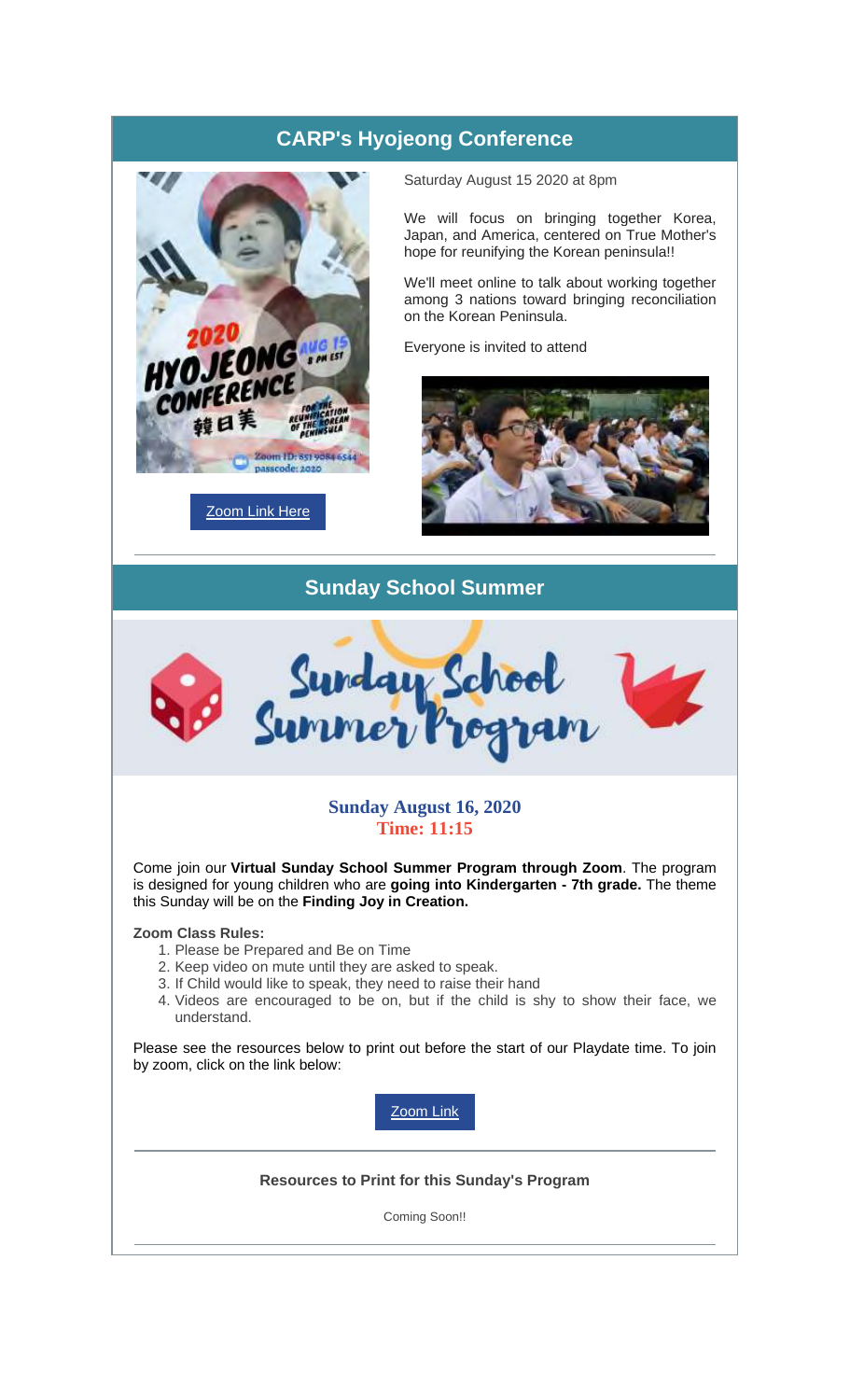## CARP's Hyojeong Conference

Saturday August 15 2020 at 8pm

We will focus on bringing together Korea, Japan, and America, centered on True Mother's hope for reunifying the Korean peninsula!!

We'll meet online to talk about working together among 3 nations toward bringing reconciliation on the Korean Peninsula.

Everyone is invited to attend

Zoom Link Here

## Sunday School Summer

**Sunday August 16, 2020**
**Time: 11:15**

Come join our **Virtual Sunday School Summer Program through Zoom**. The program is designed for young children who are **going into Kindergarten - 7th grade.** The theme this Sunday will be on the **Finding Joy in Creation.**

**Zoom Class Rules:**

1. Please be Prepared and Be on Time
2. Keep video on mute until they are asked to speak.
3. If Child would like to speak, they need to raise their hand
4. Videos are encouraged to be on, but if the child is shy to show their face, we understand.

Please see the resources below to print out before the start of our Playdate time. To join by zoom, click on the link below:

Zoom Link

**Resources to Print for this Sunday's Program**

Coming Soon!!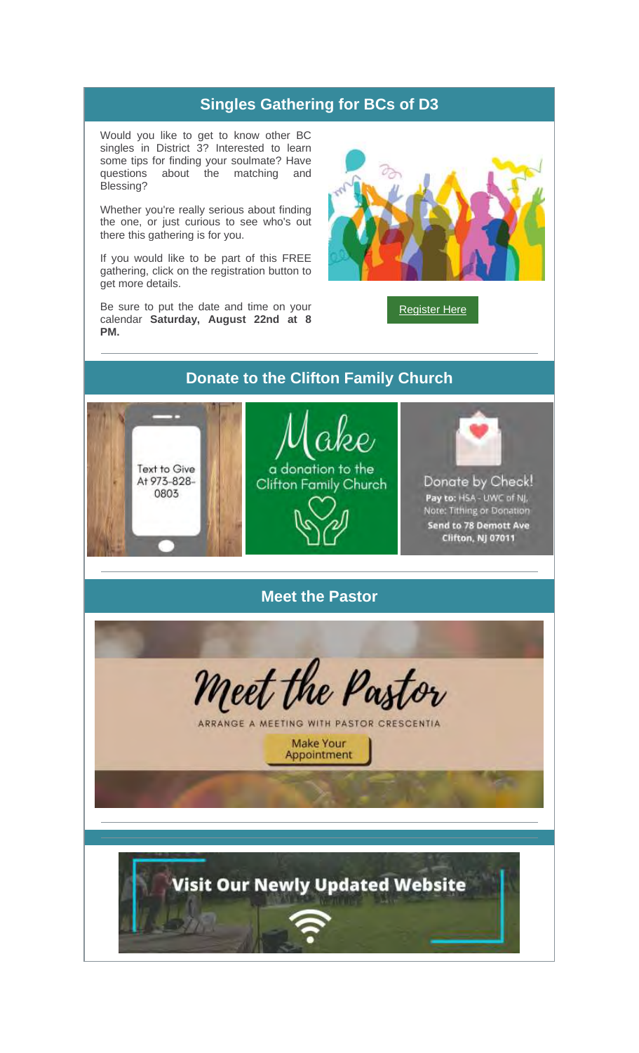## Singles Gathering for BCs of D3

Would you like to get to know other BC singles in District 3? Interested to learn some tips for finding your soulmate? Have questions about the matching and Blessing?

Whether you're really serious about finding the one, or just curious to see who's out there this gathering is for you.

If you would like to be part of this FREE gathering, click on the registration button to get more details.

Be sure to put the date and time on your calendar **Saturday, August 22nd at 8 PM.**

Register Here

## Donate to the Clifton Family Church

Text to Give At 973-828-0803

Make a donation to the Clifton Family Church

Donate by Check!
**Pay to:** HSA - UWC of NJ,
Note: Tithing or Donation
**Send to 78 Demott Ave Clifton, NJ 07011**

## Meet the Pastor

Meet the Pastor

ARRANGE A MEETING WITH PASTOR CRESCENTIA

Make Your Appointment

Visit Our Newly Updated Website